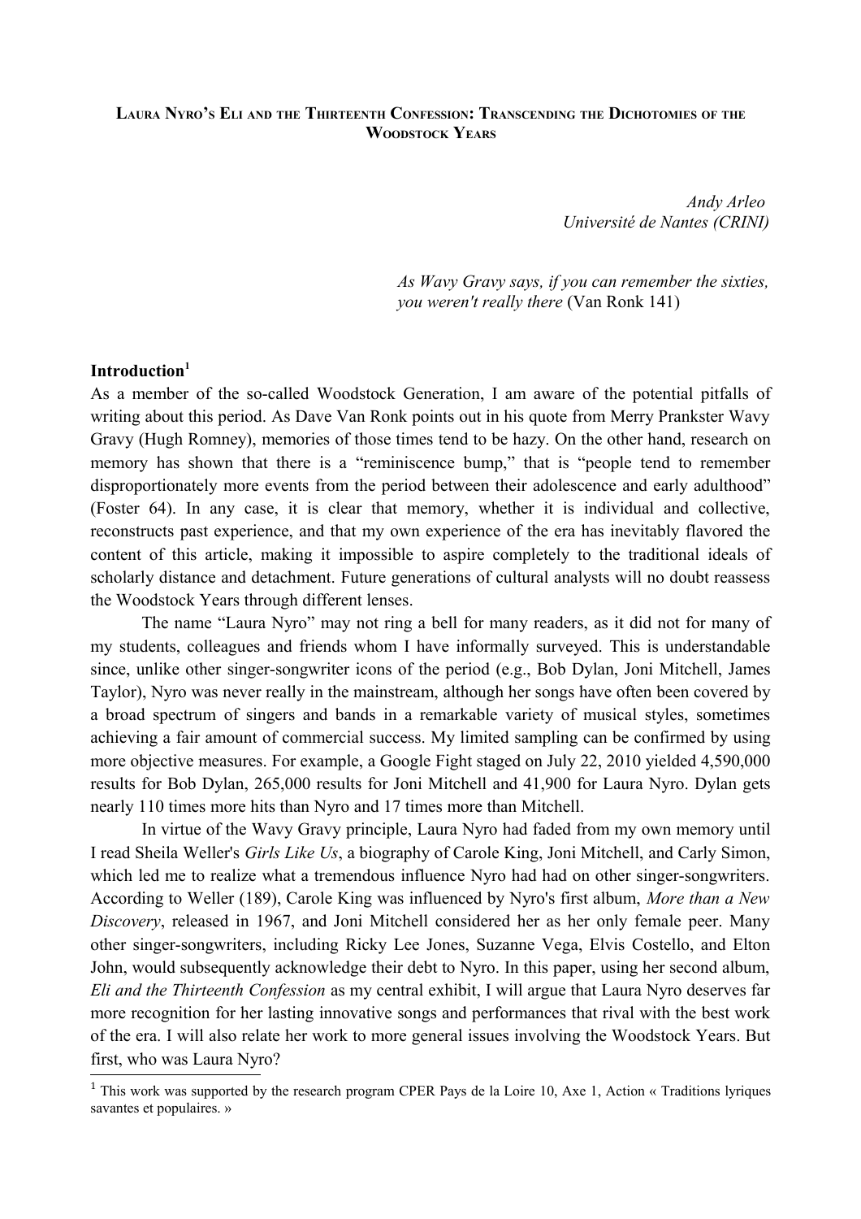# Laura Nyro's *Eli and the Thirteenth Confession*: Transcending the Dichotomies of the Woodstock Years

*Andy Arleo*
*Université de Nantes (CRINI)*

> *As Wavy Gravy says, if you can remember the sixties, you weren't really there* (Van Ronk 141)

## Introduction[1]

As a member of the so-called Woodstock Generation, I am aware of the potential pitfalls of writing about this period. As Dave Van Ronk points out in his quote from Merry Prankster Wavy Gravy (Hugh Romney), memories of those times tend to be hazy. On the other hand, research on memory has shown that there is a "reminiscence bump," that is "people tend to remember disproportionately more events from the period between their adolescence and early adulthood" (Foster 64). In any case, it is clear that memory, whether it is individual and collective, reconstructs past experience, and that my own experience of the era has inevitably flavored the content of this article, making it impossible to aspire completely to the traditional ideals of scholarly distance and detachment. Future generations of cultural analysts will no doubt reassess the Woodstock Years through different lenses.

The name "Laura Nyro" may not ring a bell for many readers, as it did not for many of my students, colleagues and friends whom I have informally surveyed. This is understandable since, unlike other singer-songwriter icons of the period (e.g., Bob Dylan, Joni Mitchell, James Taylor), Nyro was never really in the mainstream, although her songs have often been covered by a broad spectrum of singers and bands in a remarkable variety of musical styles, sometimes achieving a fair amount of commercial success. My limited sampling can be confirmed by using more objective measures. For example, a Google Fight staged on July 22, 2010 yielded 4,590,000 results for Bob Dylan, 265,000 results for Joni Mitchell and 41,900 for Laura Nyro. Dylan gets nearly 110 times more hits than Nyro and 17 times more than Mitchell.

In virtue of the Wavy Gravy principle, Laura Nyro had faded from my own memory until I read Sheila Weller's *Girls Like Us*, a biography of Carole King, Joni Mitchell, and Carly Simon, which led me to realize what a tremendous influence Nyro had had on other singer-songwriters. According to Weller (189), Carole King was influenced by Nyro's first album, *More than a New Discovery*, released in 1967, and Joni Mitchell considered her as her only female peer. Many other singer-songwriters, including Ricky Lee Jones, Suzanne Vega, Elvis Costello, and Elton John, would subsequently acknowledge their debt to Nyro. In this paper, using her second album, *Eli and the Thirteenth Confession* as my central exhibit, I will argue that Laura Nyro deserves far more recognition for her lasting innovative songs and performances that rival with the best work of the era. I will also relate her work to more general issues involving the Woodstock Years. But first, who was Laura Nyro?

[1] This work was supported by the research program CPER Pays de la Loire 10, Axe 1, Action « Traditions lyriques savantes et populaires. »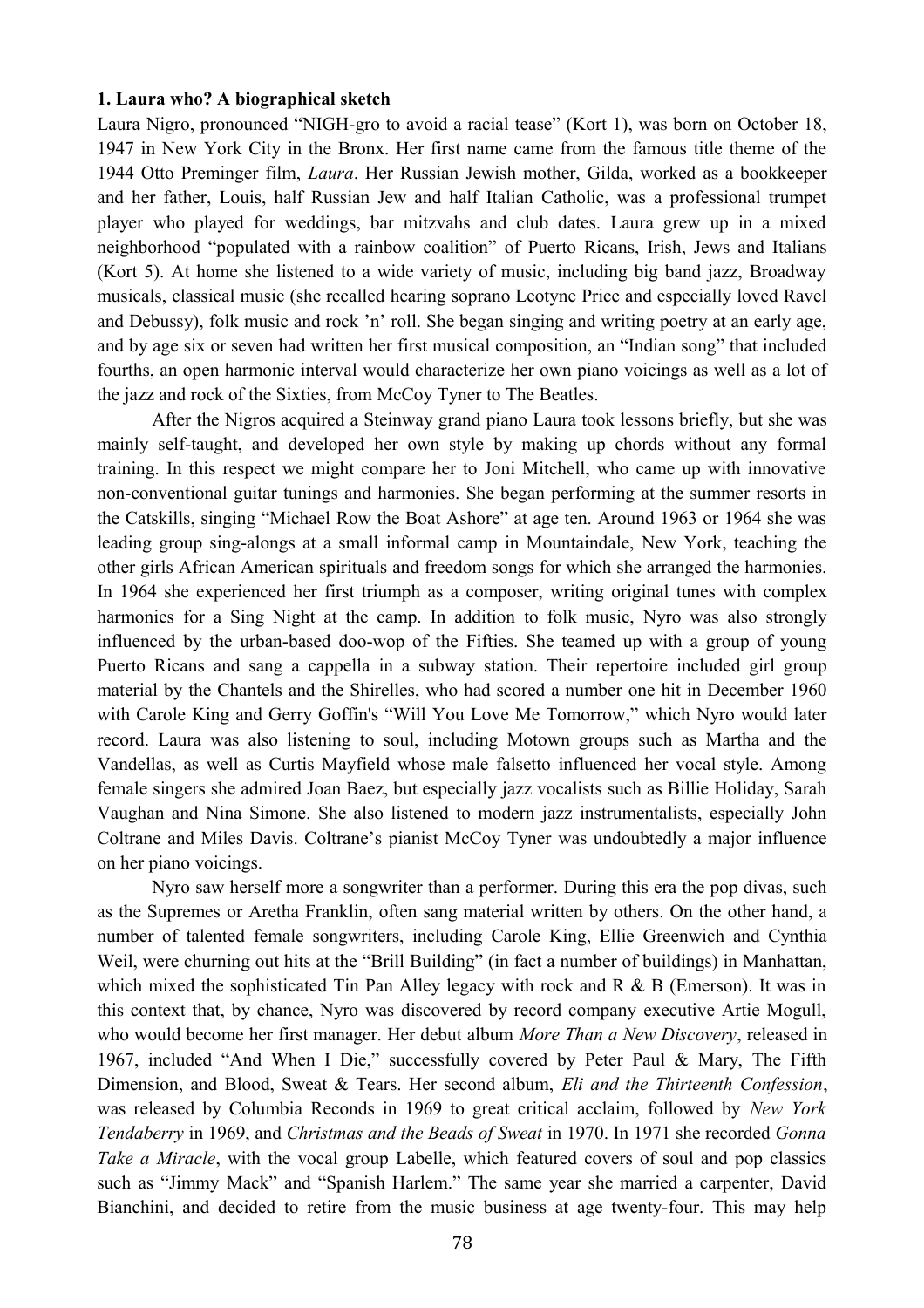### 1. Laura who? A biographical sketch

Laura Nigro, pronounced "NIGH-gro to avoid a racial tease" (Kort 1), was born on October 18, 1947 in New York City in the Bronx. Her first name came from the famous title theme of the 1944 Otto Preminger film, *Laura*. Her Russian Jewish mother, Gilda, worked as a bookkeeper and her father, Louis, half Russian Jew and half Italian Catholic, was a professional trumpet player who played for weddings, bar mitzvahs and club dates. Laura grew up in a mixed neighborhood "populated with a rainbow coalition" of Puerto Ricans, Irish, Jews and Italians (Kort 5). At home she listened to a wide variety of music, including big band jazz, Broadway musicals, classical music (she recalled hearing soprano Leotyne Price and especially loved Ravel and Debussy), folk music and rock 'n' roll. She began singing and writing poetry at an early age, and by age six or seven had written her first musical composition, an "Indian song" that included fourths, an open harmonic interval would characterize her own piano voicings as well as a lot of the jazz and rock of the Sixties, from McCoy Tyner to The Beatles.

After the Nigros acquired a Steinway grand piano Laura took lessons briefly, but she was mainly self-taught, and developed her own style by making up chords without any formal training. In this respect we might compare her to Joni Mitchell, who came up with innovative non-conventional guitar tunings and harmonies. She began performing at the summer resorts in the Catskills, singing "Michael Row the Boat Ashore" at age ten. Around 1963 or 1964 she was leading group sing-alongs at a small informal camp in Mountaindale, New York, teaching the other girls African American spirituals and freedom songs for which she arranged the harmonies. In 1964 she experienced her first triumph as a composer, writing original tunes with complex harmonies for a Sing Night at the camp. In addition to folk music, Nyro was also strongly influenced by the urban-based doo-wop of the Fifties. She teamed up with a group of young Puerto Ricans and sang a cappella in a subway station. Their repertoire included girl group material by the Chantels and the Shirelles, who had scored a number one hit in December 1960 with Carole King and Gerry Goffin's "Will You Love Me Tomorrow," which Nyro would later record. Laura was also listening to soul, including Motown groups such as Martha and the Vandellas, as well as Curtis Mayfield whose male falsetto influenced her vocal style. Among female singers she admired Joan Baez, but especially jazz vocalists such as Billie Holiday, Sarah Vaughan and Nina Simone. She also listened to modern jazz instrumentalists, especially John Coltrane and Miles Davis. Coltrane's pianist McCoy Tyner was undoubtedly a major influence on her piano voicings.

Nyro saw herself more a songwriter than a performer. During this era the pop divas, such as the Supremes or Aretha Franklin, often sang material written by others. On the other hand, a number of talented female songwriters, including Carole King, Ellie Greenwich and Cynthia Weil, were churning out hits at the "Brill Building" (in fact a number of buildings) in Manhattan, which mixed the sophisticated Tin Pan Alley legacy with rock and R & B (Emerson). It was in this context that, by chance, Nyro was discovered by record company executive Artie Mogull, who would become her first manager. Her debut album *More Than a New Discovery*, released in 1967, included "And When I Die," successfully covered by Peter Paul & Mary, The Fifth Dimension, and Blood, Sweat & Tears. Her second album, *Eli and the Thirteenth Confession*, was released by Columbia Reconds in 1969 to great critical acclaim, followed by *New York Tendaberry* in 1969, and *Christmas and the Beads of Sweat* in 1970. In 1971 she recorded *Gonna Take a Miracle*, with the vocal group Labelle, which featured covers of soul and pop classics such as "Jimmy Mack" and "Spanish Harlem." The same year she married a carpenter, David Bianchini, and decided to retire from the music business at age twenty-four. This may help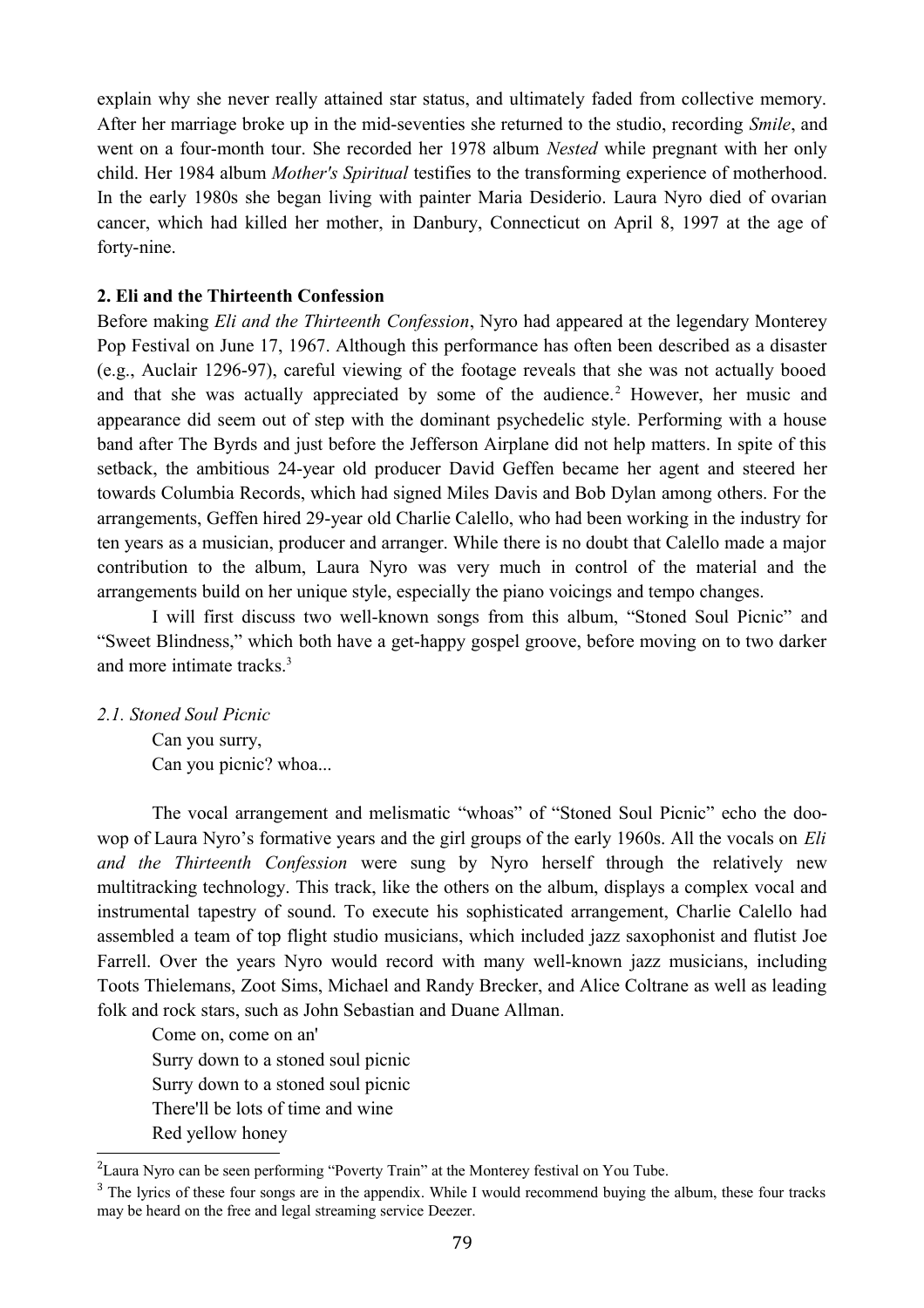explain why she never really attained star status, and ultimately faded from collective memory. After her marriage broke up in the mid-seventies she returned to the studio, recording *Smile*, and went on a four-month tour. She recorded her 1978 album *Nested* while pregnant with her only child. Her 1984 album *Mother's Spiritual* testifies to the transforming experience of motherhood. In the early 1980s she began living with painter Maria Desiderio. Laura Nyro died of ovarian cancer, which had killed her mother, in Danbury, Connecticut on April 8, 1997 at the age of forty-nine.

## 2. Eli and the Thirteenth Confession

Before making *Eli and the Thirteenth Confession*, Nyro had appeared at the legendary Monterey Pop Festival on June 17, 1967. Although this performance has often been described as a disaster (e.g., Auclair 1296-97), careful viewing of the footage reveals that she was not actually booed and that she was actually appreciated by some of the audience.[2] However, her music and appearance did seem out of step with the dominant psychedelic style. Performing with a house band after The Byrds and just before the Jefferson Airplane did not help matters. In spite of this setback, the ambitious 24-year old producer David Geffen became her agent and steered her towards Columbia Records, which had signed Miles Davis and Bob Dylan among others. For the arrangements, Geffen hired 29-year old Charlie Calello, who had been working in the industry for ten years as a musician, producer and arranger. While there is no doubt that Calello made a major contribution to the album, Laura Nyro was very much in control of the material and the arrangements build on her unique style, especially the piano voicings and tempo changes.

I will first discuss two well-known songs from this album, "Stoned Soul Picnic" and "Sweet Blindness," which both have a get-happy gospel groove, before moving on to two darker and more intimate tracks.[3]

### *2.1. Stoned Soul Picnic*

> Can you surry,
> Can you picnic? whoa...

The vocal arrangement and melismatic "whoas" of "Stoned Soul Picnic" echo the doo-wop of Laura Nyro's formative years and the girl groups of the early 1960s. All the vocals on *Eli and the Thirteenth Confession* were sung by Nyro herself through the relatively new multitracking technology. This track, like the others on the album, displays a complex vocal and instrumental tapestry of sound. To execute his sophisticated arrangement, Charlie Calello had assembled a team of top flight studio musicians, which included jazz saxophonist and flutist Joe Farrell. Over the years Nyro would record with many well-known jazz musicians, including Toots Thielemans, Zoot Sims, Michael and Randy Brecker, and Alice Coltrane as well as leading folk and rock stars, such as John Sebastian and Duane Allman.

> Come on, come on an'
> Surry down to a stoned soul picnic
> Surry down to a stoned soul picnic
> There'll be lots of time and wine
> Red yellow honey

---

[2] Laura Nyro can be seen performing "Poverty Train" at the Monterey festival on You Tube.

[3] The lyrics of these four songs are in the appendix. While I would recommend buying the album, these four tracks may be heard on the free and legal streaming service Deezer.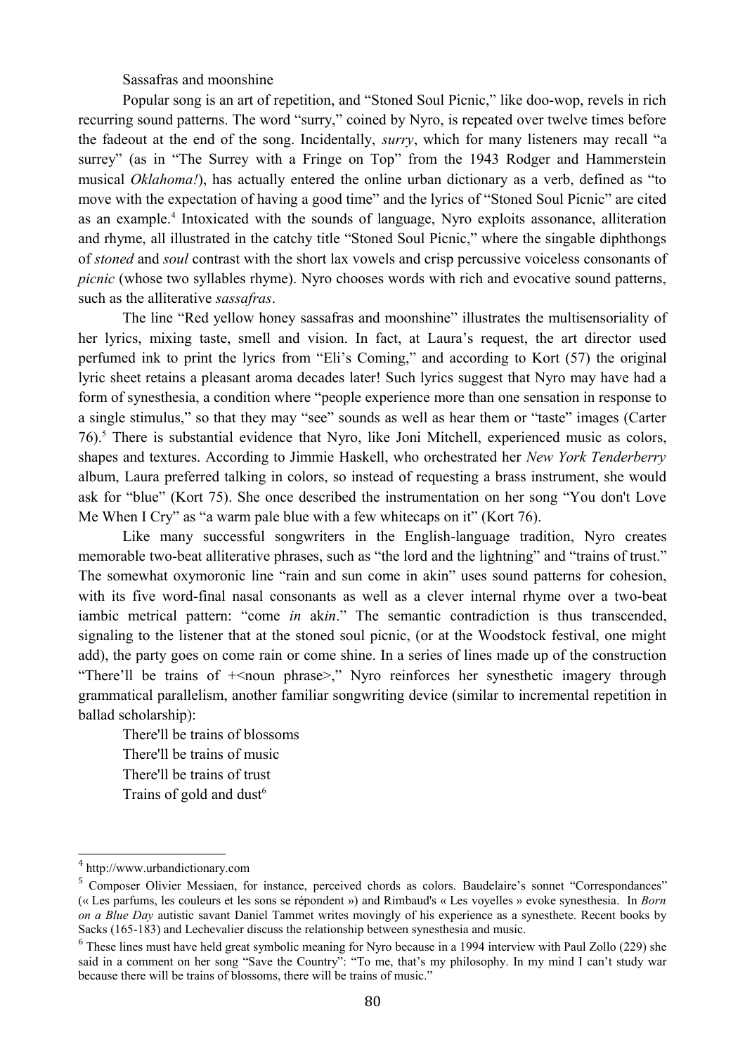Sassafras and moonshine

Popular song is an art of repetition, and "Stoned Soul Picnic," like doo-wop, revels in rich recurring sound patterns. The word "surry," coined by Nyro, is repeated over twelve times before the fadeout at the end of the song. Incidentally, *surry*, which for many listeners may recall "a surrey" (as in "The Surrey with a Fringe on Top" from the 1943 Rodger and Hammerstein musical *Oklahoma!*), has actually entered the online urban dictionary as a verb, defined as "to move with the expectation of having a good time" and the lyrics of "Stoned Soul Picnic" are cited as an example.[4] Intoxicated with the sounds of language, Nyro exploits assonance, alliteration and rhyme, all illustrated in the catchy title "Stoned Soul Picnic," where the singable diphthongs of *stoned* and *soul* contrast with the short lax vowels and crisp percussive voiceless consonants of *picnic* (whose two syllables rhyme). Nyro chooses words with rich and evocative sound patterns, such as the alliterative *sassafras*.

The line "Red yellow honey sassafras and moonshine" illustrates the multisensoriality of her lyrics, mixing taste, smell and vision. In fact, at Laura's request, the art director used perfumed ink to print the lyrics from "Eli's Coming," and according to Kort (57) the original lyric sheet retains a pleasant aroma decades later! Such lyrics suggest that Nyro may have had a form of synesthesia, a condition where "people experience more than one sensation in response to a single stimulus," so that they may "see" sounds as well as hear them or "taste" images (Carter 76).[5] There is substantial evidence that Nyro, like Joni Mitchell, experienced music as colors, shapes and textures. According to Jimmie Haskell, who orchestrated her *New York Tenderberry* album, Laura preferred talking in colors, so instead of requesting a brass instrument, she would ask for "blue" (Kort 75). She once described the instrumentation on her song "You don't Love Me When I Cry" as "a warm pale blue with a few whitecaps on it" (Kort 76).

Like many successful songwriters in the English-language tradition, Nyro creates memorable two-beat alliterative phrases, such as "the lord and the lightning" and "trains of trust." The somewhat oxymoronic line "rain and sun come in akin" uses sound patterns for cohesion, with its five word-final nasal consonants as well as a clever internal rhyme over a two-beat iambic metrical pattern: "come *in* ak*in*." The semantic contradiction is thus transcended, signaling to the listener that at the stoned soul picnic, (or at the Woodstock festival, one might add), the party goes on come rain or come shine. In a series of lines made up of the construction "There'll be trains of +<noun phrase>," Nyro reinforces her synesthetic imagery through grammatical parallelism, another familiar songwriting device (similar to incremental repetition in ballad scholarship):

There'll be trains of blossoms
There'll be trains of music
There'll be trains of trust
Trains of gold and dust[6]

---

[4] http://www.urbandictionary.com

[5] Composer Olivier Messiaen, for instance, perceived chords as colors. Baudelaire's sonnet "Correspondances" (« Les parfums, les couleurs et les sons se répondent ») and Rimbaud's « Les voyelles » evoke synesthesia. In *Born on a Blue Day* autistic savant Daniel Tammet writes movingly of his experience as a synesthete. Recent books by Sacks (165-183) and Lechevalier discuss the relationship between synesthesia and music.

[6] These lines must have held great symbolic meaning for Nyro because in a 1994 interview with Paul Zollo (229) she said in a comment on her song "Save the Country": "To me, that's my philosophy. In my mind I can't study war because there will be trains of blossoms, there will be trains of music."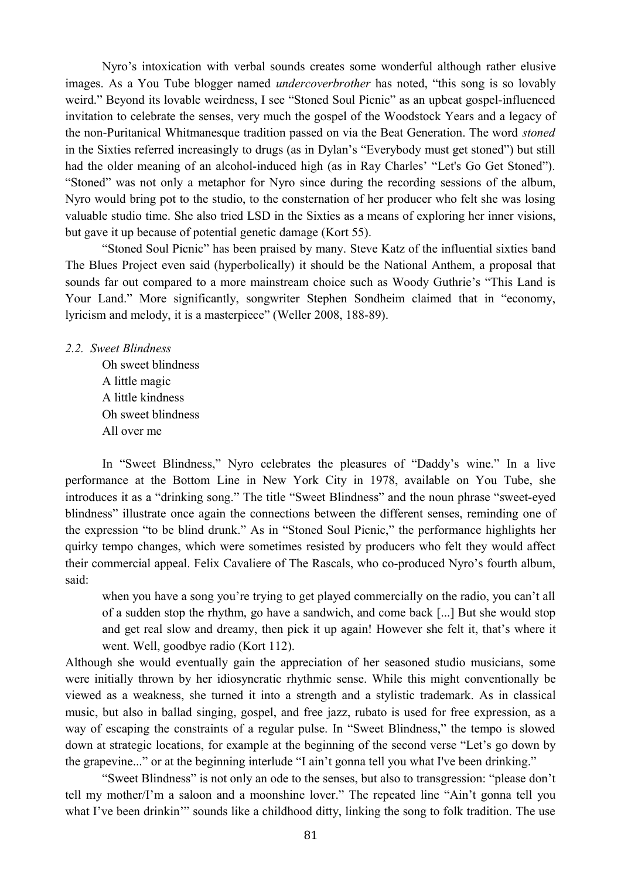Nyro's intoxication with verbal sounds creates some wonderful although rather elusive images. As a You Tube blogger named *undercoverbrother* has noted, "this song is so lovably weird." Beyond its lovable weirdness, I see "Stoned Soul Picnic" as an upbeat gospel-influenced invitation to celebrate the senses, very much the gospel of the Woodstock Years and a legacy of the non-Puritanical Whitmanesque tradition passed on via the Beat Generation. The word *stoned* in the Sixties referred increasingly to drugs (as in Dylan's "Everybody must get stoned") but still had the older meaning of an alcohol-induced high (as in Ray Charles' "Let's Go Get Stoned"). "Stoned" was not only a metaphor for Nyro since during the recording sessions of the album, Nyro would bring pot to the studio, to the consternation of her producer who felt she was losing valuable studio time. She also tried LSD in the Sixties as a means of exploring her inner visions, but gave it up because of potential genetic damage (Kort 55).

"Stoned Soul Picnic" has been praised by many. Steve Katz of the influential sixties band The Blues Project even said (hyperbolically) it should be the National Anthem, a proposal that sounds far out compared to a more mainstream choice such as Woody Guthrie's "This Land is Your Land." More significantly, songwriter Stephen Sondheim claimed that in "economy, lyricism and melody, it is a masterpiece" (Weller 2008, 188-89).

### *2.2. Sweet Blindness*

> Oh sweet blindness  
> A little magic  
> A little kindness  
> Oh sweet blindness  
> All over me

In "Sweet Blindness," Nyro celebrates the pleasures of "Daddy's wine." In a live performance at the Bottom Line in New York City in 1978, available on You Tube, she introduces it as a "drinking song." The title "Sweet Blindness" and the noun phrase "sweet-eyed blindness" illustrate once again the connections between the different senses, reminding one of the expression "to be blind drunk." As in "Stoned Soul Picnic," the performance highlights her quirky tempo changes, which were sometimes resisted by producers who felt they would affect their commercial appeal. Felix Cavaliere of The Rascals, who co-produced Nyro's fourth album, said:

> when you have a song you're trying to get played commercially on the radio, you can't all of a sudden stop the rhythm, go have a sandwich, and come back [...] But she would stop and get real slow and dreamy, then pick it up again! However she felt it, that's where it went. Well, goodbye radio (Kort 112).

Although she would eventually gain the appreciation of her seasoned studio musicians, some were initially thrown by her idiosyncratic rhythmic sense. While this might conventionally be viewed as a weakness, she turned it into a strength and a stylistic trademark. As in classical music, but also in ballad singing, gospel, and free jazz, rubato is used for free expression, as a way of escaping the constraints of a regular pulse. In "Sweet Blindness," the tempo is slowed down at strategic locations, for example at the beginning of the second verse "Let's go down by the grapevine..." or at the beginning interlude "I ain't gonna tell you what I've been drinking."

"Sweet Blindness" is not only an ode to the senses, but also to transgression: "please don't tell my mother/I'm a saloon and a moonshine lover." The repeated line "Ain't gonna tell you what I've been drinkin'" sounds like a childhood ditty, linking the song to folk tradition. The use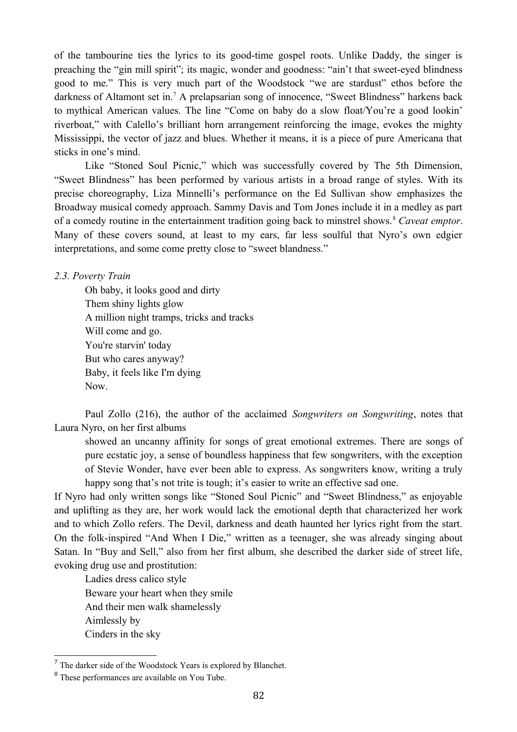of the tambourine ties the lyrics to its good-time gospel roots. Unlike Daddy, the singer is preaching the "gin mill spirit"; its magic, wonder and goodness: "ain't that sweet-eyed blindness good to me." This is very much part of the Woodstock "we are stardust" ethos before the darkness of Altamont set in.[7] A prelapsarian song of innocence, "Sweet Blindness" harkens back to mythical American values. The line "Come on baby do a slow float/You're a good lookin' riverboat," with Calello's brilliant horn arrangement reinforcing the image, evokes the mighty Mississippi, the vector of jazz and blues. Whether it means, it is a piece of pure Americana that sticks in one's mind.

Like "Stoned Soul Picnic," which was successfully covered by The 5th Dimension, "Sweet Blindness" has been performed by various artists in a broad range of styles. With its precise choreography, Liza Minnelli's performance on the Ed Sullivan show emphasizes the Broadway musical comedy approach. Sammy Davis and Tom Jones include it in a medley as part of a comedy routine in the entertainment tradition going back to minstrel shows.[8] *Caveat emptor*. Many of these covers sound, at least to my ears, far less soulful that Nyro's own edgier interpretations, and some come pretty close to "sweet blandness."

*2.3. Poverty Train*

> Oh baby, it looks good and dirty
> Them shiny lights glow
> A million night tramps, tricks and tracks
> Will come and go.
> You're starvin' today
> But who cares anyway?
> Baby, it feels like I'm dying
> Now.

Paul Zollo (216), the author of the acclaimed *Songwriters on Songwriting*, notes that Laura Nyro, on her first albums

> showed an uncanny affinity for songs of great emotional extremes. There are songs of pure ecstatic joy, a sense of boundless happiness that few songwriters, with the exception of Stevie Wonder, have ever been able to express. As songwriters know, writing a truly happy song that's not trite is tough; it's easier to write an effective sad one.

If Nyro had only written songs like "Stoned Soul Picnic" and "Sweet Blindness," as enjoyable and uplifting as they are, her work would lack the emotional depth that characterized her work and to which Zollo refers. The Devil, darkness and death haunted her lyrics right from the start. On the folk-inspired "And When I Die," written as a teenager, she was already singing about Satan. In "Buy and Sell," also from her first album, she described the darker side of street life, evoking drug use and prostitution:

> Ladies dress calico style
> Beware your heart when they smile
> And their men walk shamelessly
> Aimlessly by
> Cinders in the sky

[7] The darker side of the Woodstock Years is explored by Blanchet.

[8] These performances are available on You Tube.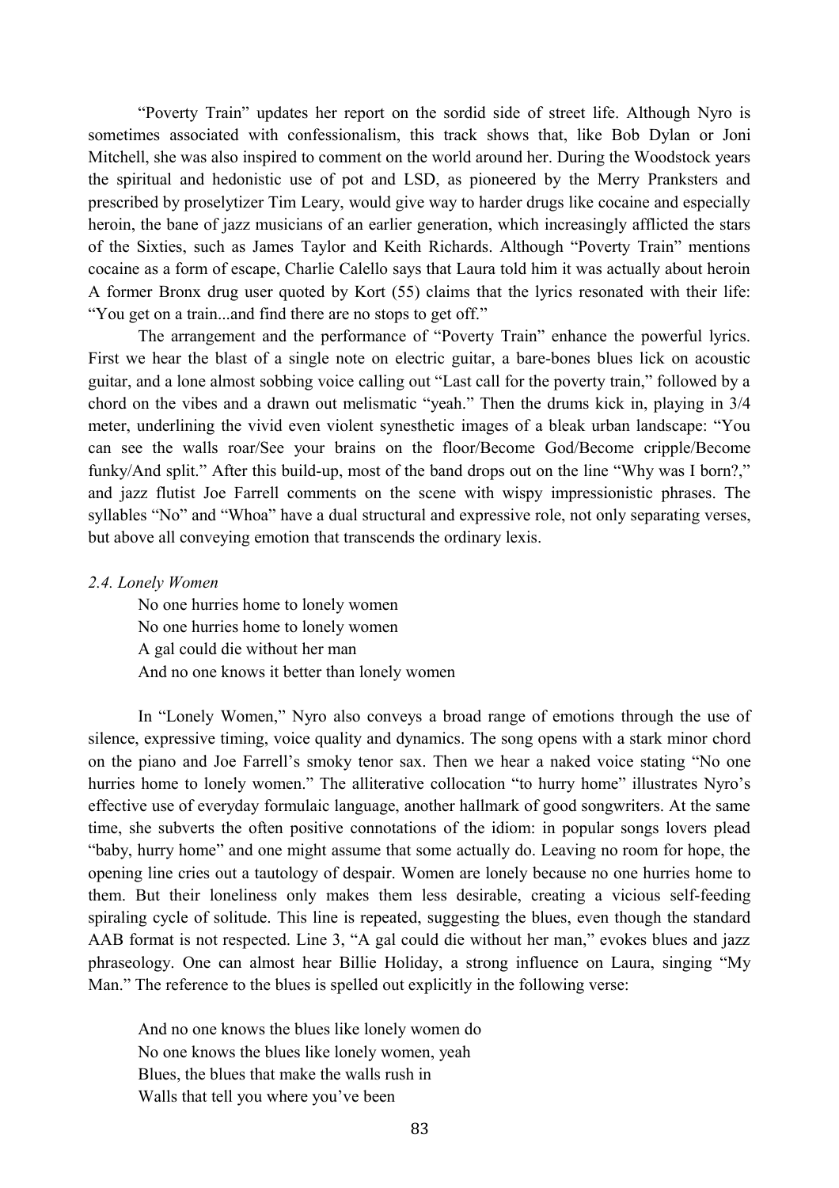"Poverty Train" updates her report on the sordid side of street life. Although Nyro is sometimes associated with confessionalism, this track shows that, like Bob Dylan or Joni Mitchell, she was also inspired to comment on the world around her. During the Woodstock years the spiritual and hedonistic use of pot and LSD, as pioneered by the Merry Pranksters and prescribed by proselytizer Tim Leary, would give way to harder drugs like cocaine and especially heroin, the bane of jazz musicians of an earlier generation, which increasingly afflicted the stars of the Sixties, such as James Taylor and Keith Richards. Although "Poverty Train" mentions cocaine as a form of escape, Charlie Calello says that Laura told him it was actually about heroin A former Bronx drug user quoted by Kort (55) claims that the lyrics resonated with their life: "You get on a train...and find there are no stops to get off."

The arrangement and the performance of "Poverty Train" enhance the powerful lyrics. First we hear the blast of a single note on electric guitar, a bare-bones blues lick on acoustic guitar, and a lone almost sobbing voice calling out "Last call for the poverty train," followed by a chord on the vibes and a drawn out melismatic "yeah." Then the drums kick in, playing in 3/4 meter, underlining the vivid even violent synesthetic images of a bleak urban landscape: "You can see the walls roar/See your brains on the floor/Become God/Become cripple/Become funky/And split." After this build-up, most of the band drops out on the line "Why was I born?," and jazz flutist Joe Farrell comments on the scene with wispy impressionistic phrases. The syllables "No" and "Whoa" have a dual structural and expressive role, not only separating verses, but above all conveying emotion that transcends the ordinary lexis.

### *2.4. Lonely Women*

> No one hurries home to lonely women
> No one hurries home to lonely women
> A gal could die without her man
> And no one knows it better than lonely women

In "Lonely Women," Nyro also conveys a broad range of emotions through the use of silence, expressive timing, voice quality and dynamics. The song opens with a stark minor chord on the piano and Joe Farrell's smoky tenor sax. Then we hear a naked voice stating "No one hurries home to lonely women." The alliterative collocation "to hurry home" illustrates Nyro's effective use of everyday formulaic language, another hallmark of good songwriters. At the same time, she subverts the often positive connotations of the idiom: in popular songs lovers plead "baby, hurry home" and one might assume that some actually do. Leaving no room for hope, the opening line cries out a tautology of despair. Women are lonely because no one hurries home to them. But their loneliness only makes them less desirable, creating a vicious self-feeding spiraling cycle of solitude. This line is repeated, suggesting the blues, even though the standard AAB format is not respected. Line 3, "A gal could die without her man," evokes blues and jazz phraseology. One can almost hear Billie Holiday, a strong influence on Laura, singing "My Man." The reference to the blues is spelled out explicitly in the following verse:

> And no one knows the blues like lonely women do
> No one knows the blues like lonely women, yeah
> Blues, the blues that make the walls rush in
> Walls that tell you where you've been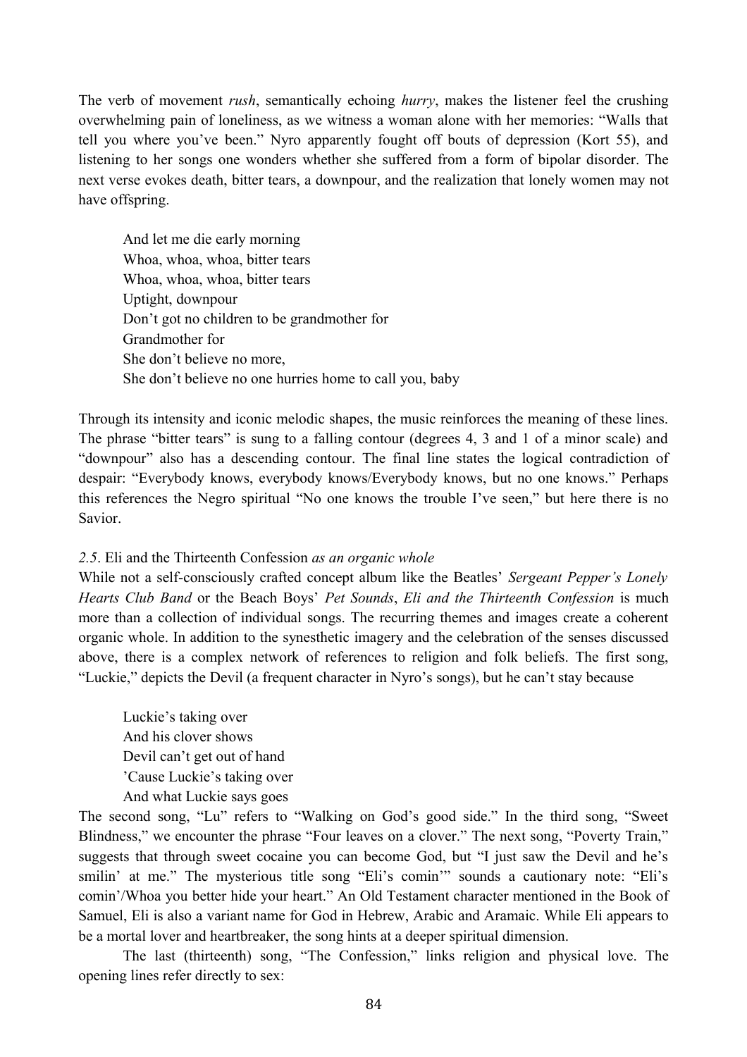The verb of movement *rush*, semantically echoing *hurry*, makes the listener feel the crushing overwhelming pain of loneliness, as we witness a woman alone with her memories: "Walls that tell you where you've been." Nyro apparently fought off bouts of depression (Kort 55), and listening to her songs one wonders whether she suffered from a form of bipolar disorder. The next verse evokes death, bitter tears, a downpour, and the realization that lonely women may not have offspring.

> And let me die early morning
> Whoa, whoa, whoa, bitter tears
> Whoa, whoa, whoa, bitter tears
> Uptight, downpour
> Don't got no children to be grandmother for
> Grandmother for
> She don't believe no more,
> She don't believe no one hurries home to call you, baby

Through its intensity and iconic melodic shapes, the music reinforces the meaning of these lines. The phrase "bitter tears" is sung to a falling contour (degrees 4, 3 and 1 of a minor scale) and "downpour" also has a descending contour. The final line states the logical contradiction of despair: "Everybody knows, everybody knows/Everybody knows, but no one knows." Perhaps this references the Negro spiritual "No one knows the trouble I've seen," but here there is no Savior.

*2.5*. Eli and the Thirteenth Confession *as an organic whole*

While not a self-consciously crafted concept album like the Beatles' *Sergeant Pepper's Lonely Hearts Club Band* or the Beach Boys' *Pet Sounds*, *Eli and the Thirteenth Confession* is much more than a collection of individual songs. The recurring themes and images create a coherent organic whole. In addition to the synesthetic imagery and the celebration of the senses discussed above, there is a complex network of references to religion and folk beliefs. The first song, "Luckie," depicts the Devil (a frequent character in Nyro's songs), but he can't stay because

> Luckie's taking over
> And his clover shows
> Devil can't get out of hand
> 'Cause Luckie's taking over
> And what Luckie says goes

The second song, "Lu" refers to "Walking on God's good side." In the third song, "Sweet Blindness," we encounter the phrase "Four leaves on a clover." The next song, "Poverty Train," suggests that through sweet cocaine you can become God, but "I just saw the Devil and he's smilin' at me." The mysterious title song "Eli's comin'" sounds a cautionary note: "Eli's comin'/Whoa you better hide your heart." An Old Testament character mentioned in the Book of Samuel, Eli is also a variant name for God in Hebrew, Arabic and Aramaic. While Eli appears to be a mortal lover and heartbreaker, the song hints at a deeper spiritual dimension.

The last (thirteenth) song, "The Confession," links religion and physical love. The opening lines refer directly to sex: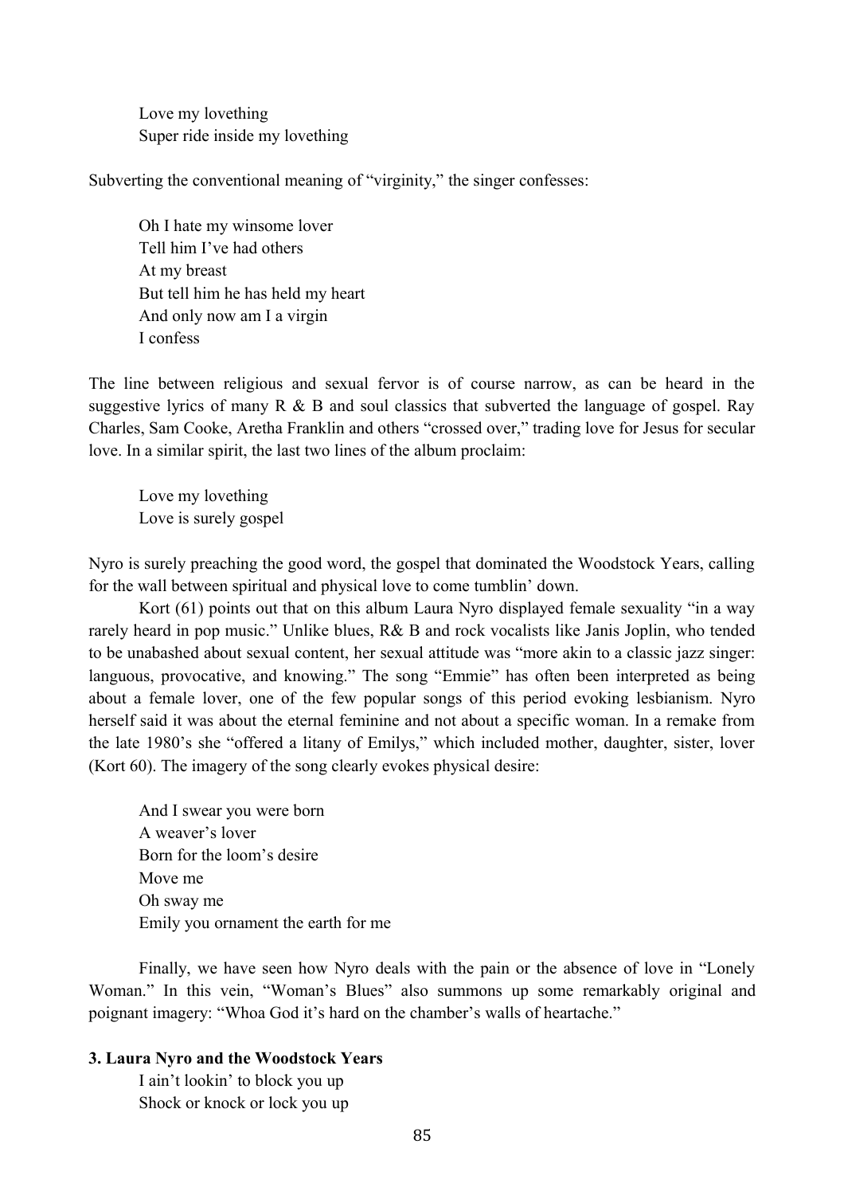Love my lovething
Super ride inside my lovething

Subverting the conventional meaning of "virginity," the singer confesses:

Oh I hate my winsome lover
Tell him I've had others
At my breast
But tell him he has held my heart
And only now am I a virgin
I confess

The line between religious and sexual fervor is of course narrow, as can be heard in the suggestive lyrics of many R & B and soul classics that subverted the language of gospel. Ray Charles, Sam Cooke, Aretha Franklin and others "crossed over," trading love for Jesus for secular love. In a similar spirit, the last two lines of the album proclaim:

Love my lovething
Love is surely gospel

Nyro is surely preaching the good word, the gospel that dominated the Woodstock Years, calling for the wall between spiritual and physical love to come tumblin' down.

Kort (61) points out that on this album Laura Nyro displayed female sexuality "in a way rarely heard in pop music." Unlike blues, R& B and rock vocalists like Janis Joplin, who tended to be unabashed about sexual content, her sexual attitude was "more akin to a classic jazz singer: languous, provocative, and knowing." The song "Emmie" has often been interpreted as being about a female lover, one of the few popular songs of this period evoking lesbianism. Nyro herself said it was about the eternal feminine and not about a specific woman. In a remake from the late 1980's she "offered a litany of Emilys," which included mother, daughter, sister, lover (Kort 60). The imagery of the song clearly evokes physical desire:

And I swear you were born
A weaver's lover
Born for the loom's desire
Move me
Oh sway me
Emily you ornament the earth for me

Finally, we have seen how Nyro deals with the pain or the absence of love in "Lonely Woman." In this vein, "Woman's Blues" also summons up some remarkably original and poignant imagery: "Whoa God it's hard on the chamber's walls of heartache."

### 3. Laura Nyro and the Woodstock Years

I ain't lookin' to block you up
Shock or knock or lock you up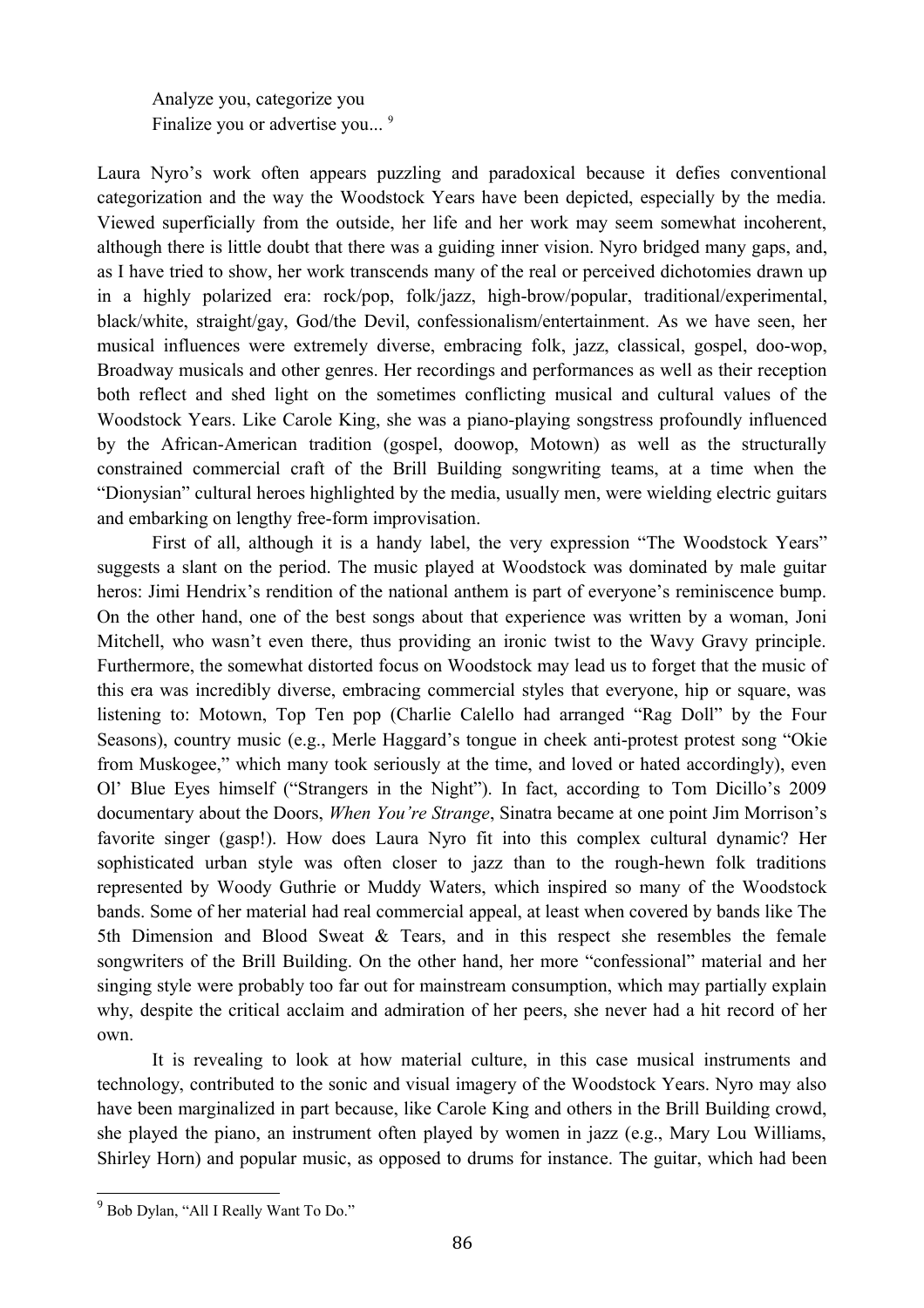> Analyze you, categorize you
> Finalize you or advertise you...[9]

Laura Nyro's work often appears puzzling and paradoxical because it defies conventional categorization and the way the Woodstock Years have been depicted, especially by the media. Viewed superficially from the outside, her life and her work may seem somewhat incoherent, although there is little doubt that there was a guiding inner vision. Nyro bridged many gaps, and, as I have tried to show, her work transcends many of the real or perceived dichotomies drawn up in a highly polarized era: rock/pop, folk/jazz, high-brow/popular, traditional/experimental, black/white, straight/gay, God/the Devil, confessionalism/entertainment. As we have seen, her musical influences were extremely diverse, embracing folk, jazz, classical, gospel, doo-wop, Broadway musicals and other genres. Her recordings and performances as well as their reception both reflect and shed light on the sometimes conflicting musical and cultural values of the Woodstock Years. Like Carole King, she was a piano-playing songstress profoundly influenced by the African-American tradition (gospel, doowop, Motown) as well as the structurally constrained commercial craft of the Brill Building songwriting teams, at a time when the "Dionysian" cultural heroes highlighted by the media, usually men, were wielding electric guitars and embarking on lengthy free-form improvisation.

First of all, although it is a handy label, the very expression "The Woodstock Years" suggests a slant on the period. The music played at Woodstock was dominated by male guitar heros: Jimi Hendrix's rendition of the national anthem is part of everyone's reminiscence bump. On the other hand, one of the best songs about that experience was written by a woman, Joni Mitchell, who wasn't even there, thus providing an ironic twist to the Wavy Gravy principle. Furthermore, the somewhat distorted focus on Woodstock may lead us to forget that the music of this era was incredibly diverse, embracing commercial styles that everyone, hip or square, was listening to: Motown, Top Ten pop (Charlie Calello had arranged "Rag Doll" by the Four Seasons), country music (e.g., Merle Haggard's tongue in cheek anti-protest protest song "Okie from Muskogee," which many took seriously at the time, and loved or hated accordingly), even Ol' Blue Eyes himself ("Strangers in the Night"). In fact, according to Tom Dicillo's 2009 documentary about the Doors, *When You're Strange*, Sinatra became at one point Jim Morrison's favorite singer (gasp!). How does Laura Nyro fit into this complex cultural dynamic? Her sophisticated urban style was often closer to jazz than to the rough-hewn folk traditions represented by Woody Guthrie or Muddy Waters, which inspired so many of the Woodstock bands. Some of her material had real commercial appeal, at least when covered by bands like The 5th Dimension and Blood Sweat & Tears, and in this respect she resembles the female songwriters of the Brill Building. On the other hand, her more "confessional" material and her singing style were probably too far out for mainstream consumption, which may partially explain why, despite the critical acclaim and admiration of her peers, she never had a hit record of her own.

It is revealing to look at how material culture, in this case musical instruments and technology, contributed to the sonic and visual imagery of the Woodstock Years. Nyro may also have been marginalized in part because, like Carole King and others in the Brill Building crowd, she played the piano, an instrument often played by women in jazz (e.g., Mary Lou Williams, Shirley Horn) and popular music, as opposed to drums for instance. The guitar, which had been

[9] Bob Dylan, "All I Really Want To Do."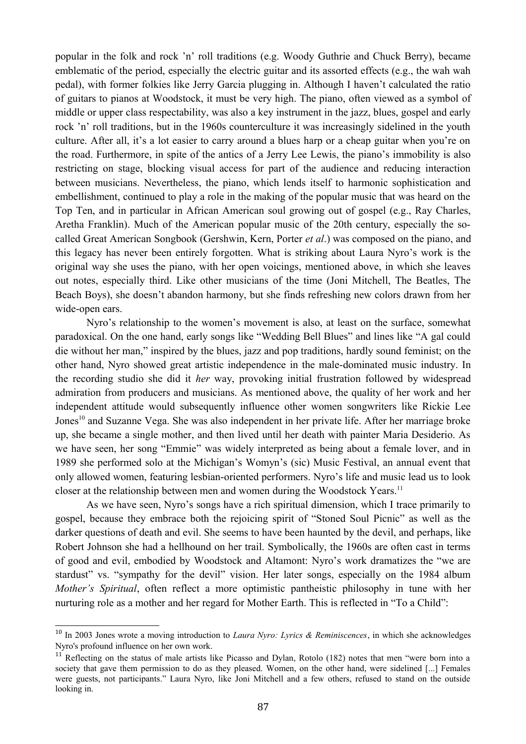popular in the folk and rock 'n' roll traditions (e.g. Woody Guthrie and Chuck Berry), became emblematic of the period, especially the electric guitar and its assorted effects (e.g., the wah wah pedal), with former folkies like Jerry Garcia plugging in. Although I haven't calculated the ratio of guitars to pianos at Woodstock, it must be very high. The piano, often viewed as a symbol of middle or upper class respectability, was also a key instrument in the jazz, blues, gospel and early rock 'n' roll traditions, but in the 1960s counterculture it was increasingly sidelined in the youth culture. After all, it's a lot easier to carry around a blues harp or a cheap guitar when you're on the road. Furthermore, in spite of the antics of a Jerry Lee Lewis, the piano's immobility is also restricting on stage, blocking visual access for part of the audience and reducing interaction between musicians. Nevertheless, the piano, which lends itself to harmonic sophistication and embellishment, continued to play a role in the making of the popular music that was heard on the Top Ten, and in particular in African American soul growing out of gospel (e.g., Ray Charles, Aretha Franklin). Much of the American popular music of the 20th century, especially the so-called Great American Songbook (Gershwin, Kern, Porter *et al*.) was composed on the piano, and this legacy has never been entirely forgotten. What is striking about Laura Nyro's work is the original way she uses the piano, with her open voicings, mentioned above, in which she leaves out notes, especially third. Like other musicians of the time (Joni Mitchell, The Beatles, The Beach Boys), she doesn't abandon harmony, but she finds refreshing new colors drawn from her wide-open ears.

Nyro's relationship to the women's movement is also, at least on the surface, somewhat paradoxical. On the one hand, early songs like "Wedding Bell Blues" and lines like "A gal could die without her man," inspired by the blues, jazz and pop traditions, hardly sound feminist; on the other hand, Nyro showed great artistic independence in the male-dominated music industry. In the recording studio she did it *her* way, provoking initial frustration followed by widespread admiration from producers and musicians. As mentioned above, the quality of her work and her independent attitude would subsequently influence other women songwriters like Rickie Lee Jones[10] and Suzanne Vega. She was also independent in her private life. After her marriage broke up, she became a single mother, and then lived until her death with painter Maria Desiderio. As we have seen, her song "Emmie" was widely interpreted as being about a female lover, and in 1989 she performed solo at the Michigan's Womyn's (sic) Music Festival, an annual event that only allowed women, featuring lesbian-oriented performers. Nyro's life and music lead us to look closer at the relationship between men and women during the Woodstock Years.[11]

As we have seen, Nyro's songs have a rich spiritual dimension, which I trace primarily to gospel, because they embrace both the rejoicing spirit of "Stoned Soul Picnic" as well as the darker questions of death and evil. She seems to have been haunted by the devil, and perhaps, like Robert Johnson she had a hellhound on her trail. Symbolically, the 1960s are often cast in terms of good and evil, embodied by Woodstock and Altamont: Nyro's work dramatizes the "we are stardust" vs. "sympathy for the devil" vision. Her later songs, especially on the 1984 album *Mother's Spiritual*, often reflect a more optimistic pantheistic philosophy in tune with her nurturing role as a mother and her regard for Mother Earth. This is reflected in "To a Child":

[10] In 2003 Jones wrote a moving introduction to *Laura Nyro: Lyrics & Reminiscences*, in which she acknowledges Nyro's profound influence on her own work.

[11] Reflecting on the status of male artists like Picasso and Dylan, Rotolo (182) notes that men "were born into a society that gave them permission to do as they pleased. Women, on the other hand, were sidelined [...] Females were guests, not participants." Laura Nyro, like Joni Mitchell and a few others, refused to stand on the outside looking in.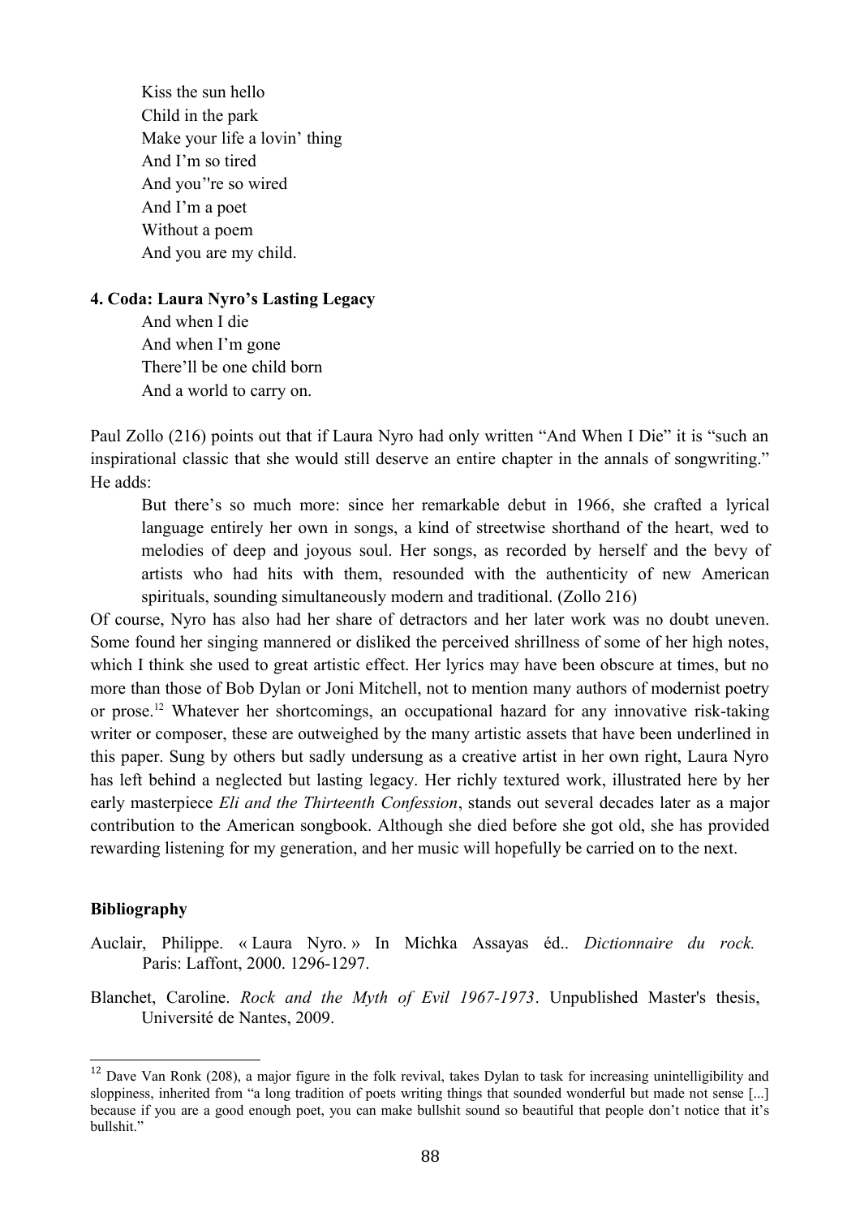Kiss the sun hello  
Child in the park  
Make your life a lovin' thing  
And I'm so tired  
And you''re so wired  
And I'm a poet  
Without a poem  
And you are my child.

**4. Coda: Laura Nyro's Lasting Legacy**

And when I die  
And when I'm gone  
There'll be one child born  
And a world to carry on.

Paul Zollo (216) points out that if Laura Nyro had only written "And When I Die" it is "such an inspirational classic that she would still deserve an entire chapter in the annals of songwriting." He adds:

> But there's so much more: since her remarkable debut in 1966, she crafted a lyrical language entirely her own in songs, a kind of streetwise shorthand of the heart, wed to melodies of deep and joyous soul. Her songs, as recorded by herself and the bevy of artists who had hits with them, resounded with the authenticity of new American spirituals, sounding simultaneously modern and traditional. (Zollo 216)

Of course, Nyro has also had her share of detractors and her later work was no doubt uneven. Some found her singing mannered or disliked the perceived shrillness of some of her high notes, which I think she used to great artistic effect. Her lyrics may have been obscure at times, but no more than those of Bob Dylan or Joni Mitchell, not to mention many authors of modernist poetry or prose.[12] Whatever her shortcomings, an occupational hazard for any innovative risk-taking writer or composer, these are outweighed by the many artistic assets that have been underlined in this paper. Sung by others but sadly undersung as a creative artist in her own right, Laura Nyro has left behind a neglected but lasting legacy. Her richly textured work, illustrated here by her early masterpiece *Eli and the Thirteenth Confession*, stands out several decades later as a major contribution to the American songbook. Although she died before she got old, she has provided rewarding listening for my generation, and her music will hopefully be carried on to the next.

**Bibliography**

Auclair, Philippe. « Laura Nyro. » In Michka Assayas éd.. *Dictionnaire du rock.* Paris: Laffont, 2000. 1296-1297.

Blanchet, Caroline. *Rock and the Myth of Evil 1967-1973*. Unpublished Master's thesis, Université de Nantes, 2009.

[12] Dave Van Ronk (208), a major figure in the folk revival, takes Dylan to task for increasing unintelligibility and sloppiness, inherited from "a long tradition of poets writing things that sounded wonderful but made not sense [...] because if you are a good enough poet, you can make bullshit sound so beautiful that people don't notice that it's bullshit."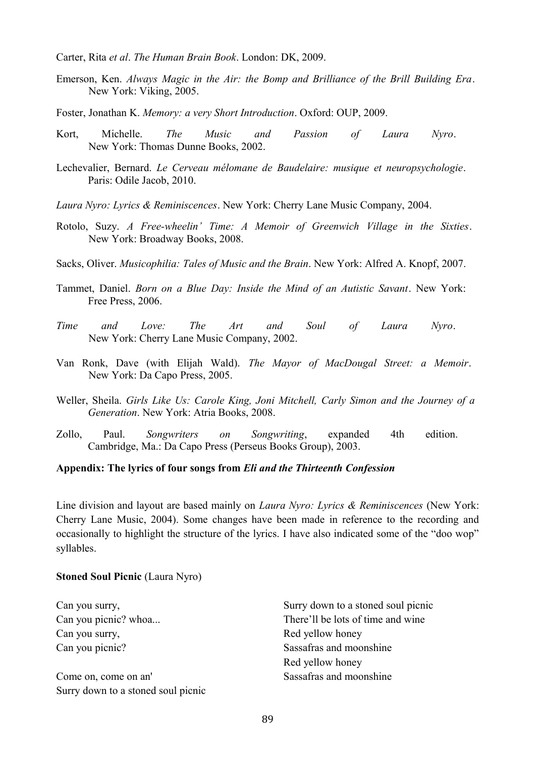Carter, Rita *et al*. *The Human Brain Book*. London: DK, 2009.

Emerson, Ken. *Always Magic in the Air: the Bomp and Brilliance of the Brill Building Era*. New York: Viking, 2005.

Foster, Jonathan K. *Memory: a very Short Introduction*. Oxford: OUP, 2009.

Kort, Michelle. *The Music and Passion of Laura Nyro*. New York: Thomas Dunne Books, 2002.

Lechevalier, Bernard. *Le Cerveau mélomane de Baudelaire: musique et neuropsychologie*. Paris: Odile Jacob, 2010.

*Laura Nyro: Lyrics & Reminiscences*. New York: Cherry Lane Music Company, 2004.

Rotolo, Suzy. *A Free-wheelin' Time: A Memoir of Greenwich Village in the Sixties*. New York: Broadway Books, 2008.

Sacks, Oliver. *Musicophilia: Tales of Music and the Brain*. New York: Alfred A. Knopf, 2007.

Tammet, Daniel. *Born on a Blue Day: Inside the Mind of an Autistic Savant*. New York: Free Press, 2006.

*Time and Love: The Art and Soul of Laura Nyro*. New York: Cherry Lane Music Company, 2002.

Van Ronk, Dave (with Elijah Wald). *The Mayor of MacDougal Street: a Memoir*. New York: Da Capo Press, 2005.

Weller, Sheila. *Girls Like Us: Carole King, Joni Mitchell, Carly Simon and the Journey of a Generation*. New York: Atria Books, 2008.

Zollo, Paul. *Songwriters on Songwriting*, expanded 4th edition. Cambridge, Ma.: Da Capo Press (Perseus Books Group), 2003.

**Appendix: The lyrics of four songs from *Eli and the Thirteenth Confession***

Line division and layout are based mainly on *Laura Nyro: Lyrics & Reminiscences* (New York: Cherry Lane Music, 2004). Some changes have been made in reference to the recording and occasionally to highlight the structure of the lyrics. I have also indicated some of the "doo wop" syllables.

**Stoned Soul Picnic** (Laura Nyro)

Can you surry,  
Can you picnic? whoa...  
Can you surry,  
Can you picnic?

Come on, come on an'  
Surry down to a stoned soul picnic  
Surry down to a stoned soul picnic  
There'll be lots of time and wine  
Red yellow honey  
Sassafras and moonshine  
Red yellow honey  
Sassafras and moonshine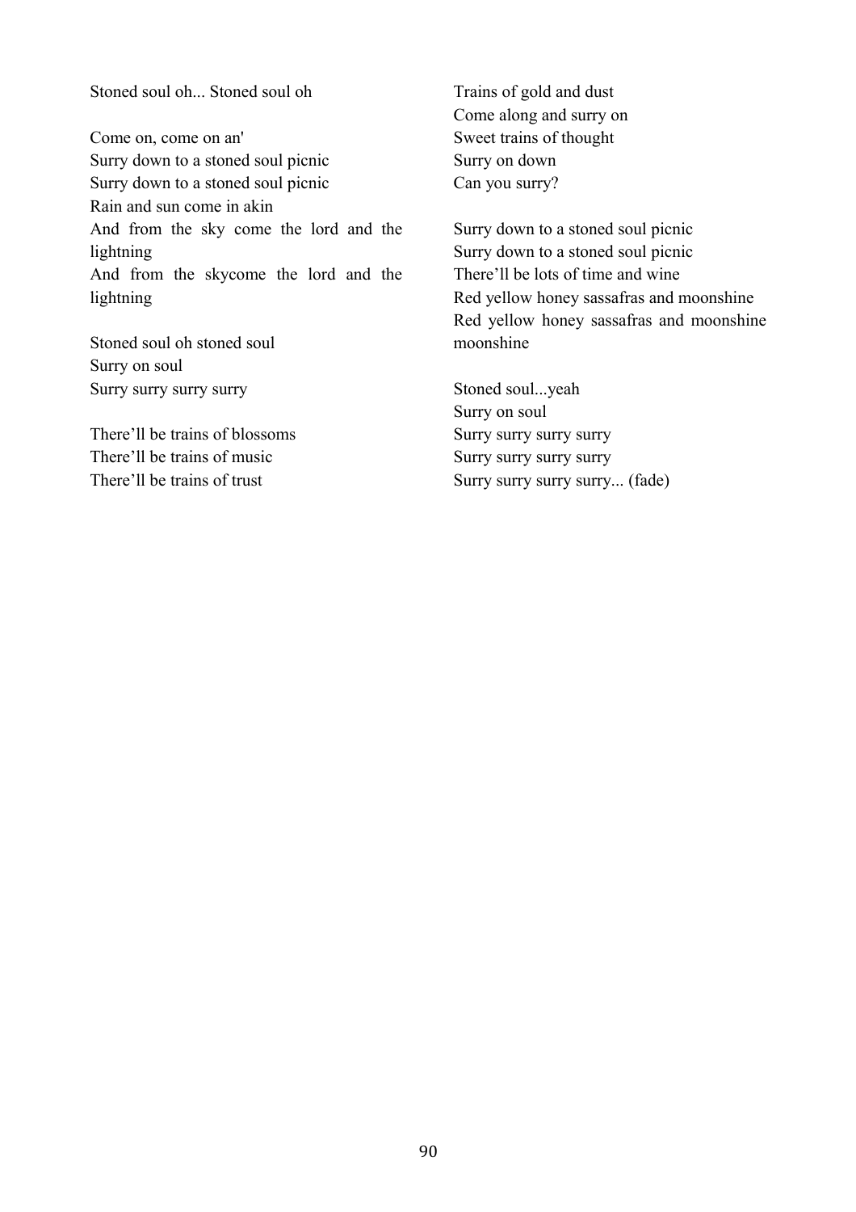Stoned soul oh... Stoned soul oh

Come on, come on an'
Surry down to a stoned soul picnic
Surry down to a stoned soul picnic
Rain and sun come in akin
And from the sky come the lord and the lightning
And from the skycome the lord and the lightning

Stoned soul oh stoned soul
Surry on soul
Surry surry surry surry

There'll be trains of blossoms
There'll be trains of music
There'll be trains of trust

Trains of gold and dust
Come along and surry on
Sweet trains of thought
Surry on down
Can you surry?

Surry down to a stoned soul picnic
Surry down to a stoned soul picnic
There'll be lots of time and wine
Red yellow honey sassafras and moonshine
Red yellow honey sassafras and moonshine moonshine

Stoned soul...yeah
Surry on soul
Surry surry surry surry
Surry surry surry surry
Surry surry surry surry... (fade)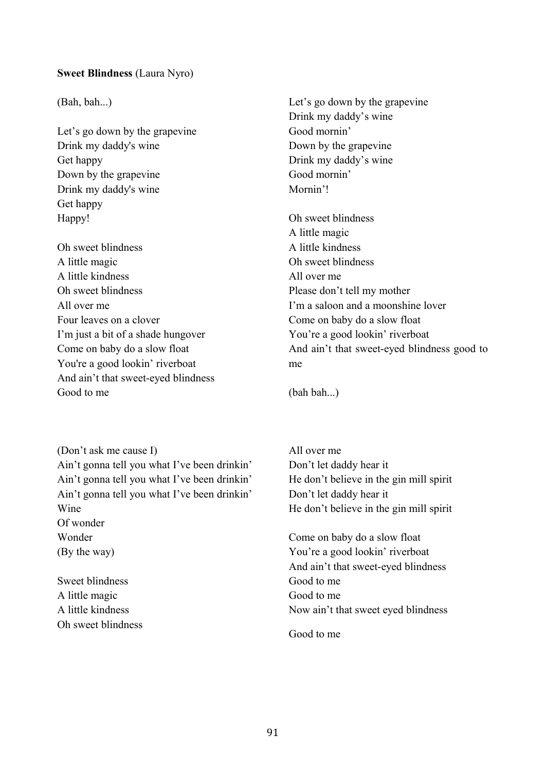**Sweet Blindness** (Laura Nyro)

(Bah, bah...)

Let's go down by the grapevine
Drink my daddy's wine
Get happy
Down by the grapevine
Drink my daddy's wine
Get happy
Happy!

Oh sweet blindness
A little magic
A little kindness
Oh sweet blindness
All over me
Four leaves on a clover
I'm just a bit of a shade hungover
Come on baby do a slow float
You're a good lookin' riverboat
And ain't that sweet-eyed blindness
Good to me

Let's go down by the grapevine
Drink my daddy's wine
Good mornin'
Down by the grapevine
Drink my daddy's wine
Good mornin'
Mornin'!

Oh sweet blindness
A little magic
A little kindness
Oh sweet blindness
All over me
Please don't tell my mother
I'm a saloon and a moonshine lover
Come on baby do a slow float
You're a good lookin' riverboat
And ain't that sweet-eyed blindness good to me

(bah bah...)

(Don't ask me cause I)
Ain't gonna tell you what I've been drinkin'
Ain't gonna tell you what I've been drinkin'
Ain't gonna tell you what I've been drinkin'
Wine
Of wonder
Wonder
(By the way)

Sweet blindness
A little magic
A little kindness
Oh sweet blindness
All over me
Don't let daddy hear it
He don't believe in the gin mill spirit
Don't let daddy hear it
He don't believe in the gin mill spirit

Come on baby do a slow float
You're a good lookin' riverboat
And ain't that sweet-eyed blindness
Good to me
Good to me
Now ain't that sweet eyed blindness

Good to me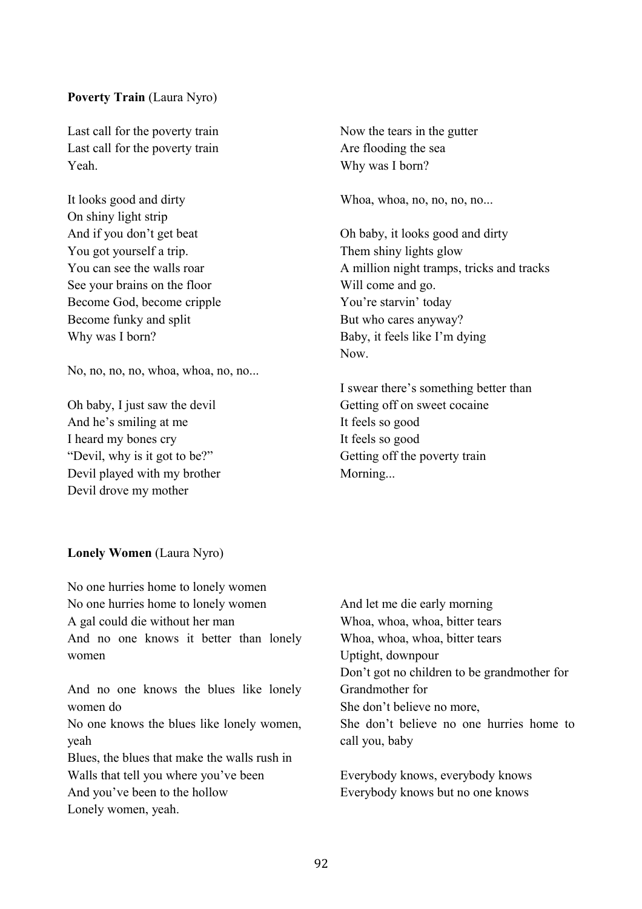**Poverty Train** (Laura Nyro)

Last call for the poverty train  
Last call for the poverty train  
Yeah.

It looks good and dirty  
On shiny light strip  
And if you don't get beat  
You got yourself a trip.  
You can see the walls roar  
See your brains on the floor  
Become God, become cripple  
Become funky and split  
Why was I born?

No, no, no, no, whoa, whoa, no, no...

Oh baby, I just saw the devil  
And he's smiling at me  
I heard my bones cry  
"Devil, why is it got to be?"  
Devil played with my brother  
Devil drove my mother  
Now the tears in the gutter  
Are flooding the sea  
Why was I born?

Whoa, whoa, no, no, no, no...

Oh baby, it looks good and dirty  
Them shiny lights glow  
A million night tramps, tricks and tracks  
Will come and go.  
You're starvin' today  
But who cares anyway?  
Baby, it feels like I'm dying  
Now.

I swear there's something better than  
Getting off on sweet cocaine  
It feels so good  
It feels so good  
Getting off the poverty train  
Morning...

**Lonely Women** (Laura Nyro)

No one hurries home to lonely women  
No one hurries home to lonely women  
A gal could die without her man  
And no one knows it better than lonely women

And no one knows the blues like lonely women do  
No one knows the blues like lonely women, yeah  
Blues, the blues that make the walls rush in  
Walls that tell you where you've been  
And you've been to the hollow  
Lonely women, yeah.

And let me die early morning  
Whoa, whoa, whoa, bitter tears  
Whoa, whoa, whoa, bitter tears  
Uptight, downpour  
Don't got no children to be grandmother for  
Grandmother for  
She don't believe no more,  
She don't believe no one hurries home to call you, baby

Everybody knows, everybody knows  
Everybody knows but no one knows